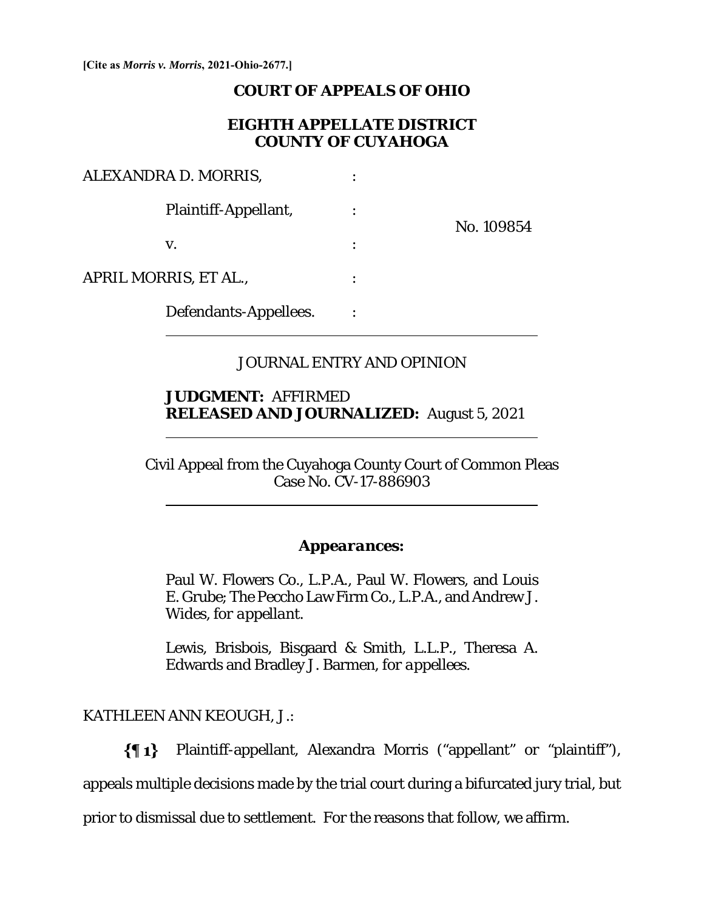[Cite as *Morris v. Morris*, 2021-Ohio-2677.]

# COURT OF APPEALS OF OHIO

## EIGHTH APPELLATE DISTRICT
## COUNTY OF CUYAHOGA

ALEXANDRA D. MORRIS, :

Plaintiff-Appellant, : No. 109854

v. :

APRIL MORRIS, ET AL., :

Defendants-Appellees. :

---

JOURNAL ENTRY AND OPINION

**JUDGMENT:** AFFIRMED
**RELEASED AND JOURNALIZED:** August 5, 2021

---

Civil Appeal from the Cuyahoga County Court of Common Pleas
Case No. CV-17-886903

---

***Appearances:***

Paul W. Flowers Co., L.P.A., Paul W. Flowers, and Louis E. Grube; The Peccho Law Firm Co., L.P.A., and Andrew J. Wides, *for appellant.*

Lewis, Brisbois, Bisgaard & Smith, L.L.P., Theresa A. Edwards and Bradley J. Barmen, *for appellees.*

KATHLEEN ANN KEOUGH, J.:

**{¶ 1}** Plaintiff-appellant, Alexandra Morris ("appellant" or "plaintiff"), appeals multiple decisions made by the trial court during a bifurcated jury trial, but prior to dismissal due to settlement. For the reasons that follow, we affirm.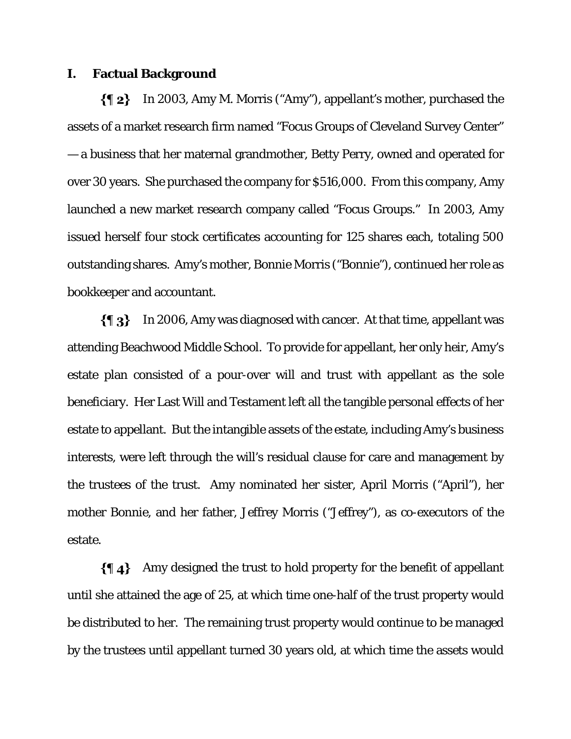## I. Factual Background

**{¶ 2}** In 2003, Amy M. Morris ("Amy"), appellant's mother, purchased the assets of a market research firm named "Focus Groups of Cleveland Survey Center" — a business that her maternal grandmother, Betty Perry, owned and operated for over 30 years. She purchased the company for $516,000. From this company, Amy launched a new market research company called "Focus Groups." In 2003, Amy issued herself four stock certificates accounting for 125 shares each, totaling 500 outstanding shares. Amy's mother, Bonnie Morris ("Bonnie"), continued her role as bookkeeper and accountant.

**{¶ 3}** In 2006, Amy was diagnosed with cancer. At that time, appellant was attending Beachwood Middle School. To provide for appellant, her only heir, Amy's estate plan consisted of a pour-over will and trust with appellant as the sole beneficiary. Her Last Will and Testament left all the tangible personal effects of her estate to appellant. But the intangible assets of the estate, including Amy's business interests, were left through the will's residual clause for care and management by the trustees of the trust. Amy nominated her sister, April Morris ("April"), her mother Bonnie, and her father, Jeffrey Morris ("Jeffrey"), as co-executors of the estate.

**{¶ 4}** Amy designed the trust to hold property for the benefit of appellant until she attained the age of 25, at which time one-half of the trust property would be distributed to her. The remaining trust property would continue to be managed by the trustees until appellant turned 30 years old, at which time the assets would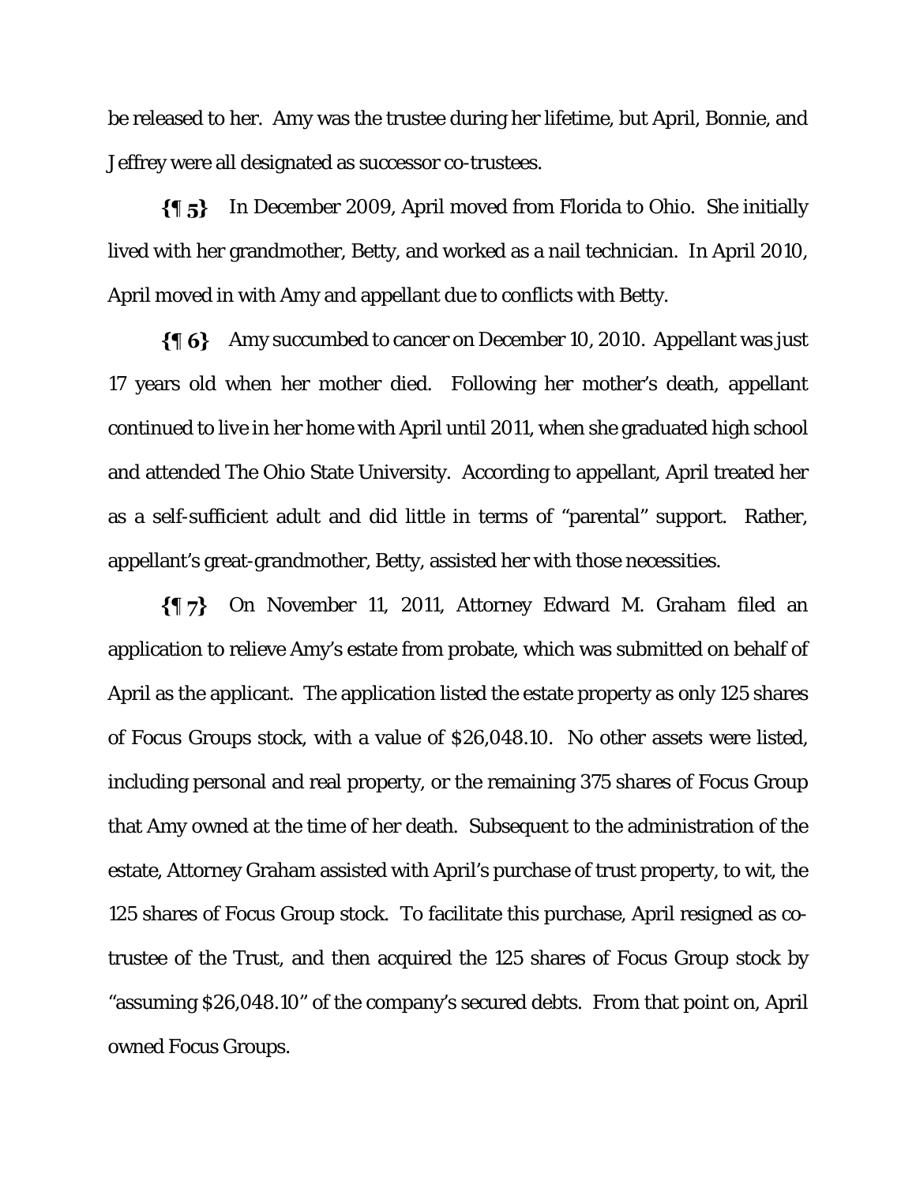be released to her. Amy was the trustee during her lifetime, but April, Bonnie, and Jeffrey were all designated as successor co-trustees.

**{¶ 5}** In December 2009, April moved from Florida to Ohio. She initially lived with her grandmother, Betty, and worked as a nail technician. In April 2010, April moved in with Amy and appellant due to conflicts with Betty.

**{¶ 6}** Amy succumbed to cancer on December 10, 2010. Appellant was just 17 years old when her mother died. Following her mother's death, appellant continued to live in her home with April until 2011, when she graduated high school and attended The Ohio State University. According to appellant, April treated her as a self-sufficient adult and did little in terms of "parental" support. Rather, appellant's great-grandmother, Betty, assisted her with those necessities.

**{¶ 7}** On November 11, 2011, Attorney Edward M. Graham filed an application to relieve Amy's estate from probate, which was submitted on behalf of April as the applicant. The application listed the estate property as only 125 shares of Focus Groups stock, with a value of $26,048.10. No other assets were listed, including personal and real property, or the remaining 375 shares of Focus Group that Amy owned at the time of her death. Subsequent to the administration of the estate, Attorney Graham assisted with April's purchase of trust property, to wit, the 125 shares of Focus Group stock. To facilitate this purchase, April resigned as co-trustee of the Trust, and then acquired the 125 shares of Focus Group stock by "assuming $26,048.10" of the company's secured debts. From that point on, April owned Focus Groups.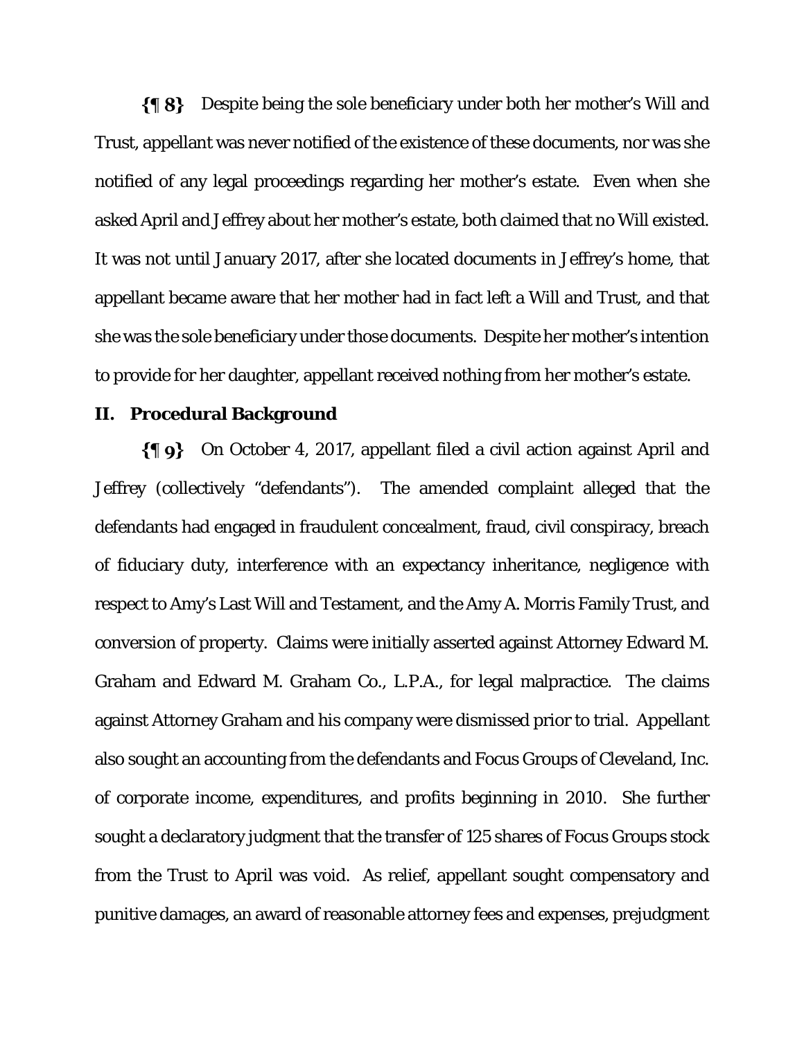**{¶ 8}** Despite being the sole beneficiary under both her mother's Will and Trust, appellant was never notified of the existence of these documents, nor was she notified of any legal proceedings regarding her mother's estate. Even when she asked April and Jeffrey about her mother's estate, both claimed that no Will existed. It was not until January 2017, after she located documents in Jeffrey's home, that appellant became aware that her mother had in fact left a Will and Trust, and that she was the sole beneficiary under those documents. Despite her mother's intention to provide for her daughter, appellant received nothing from her mother's estate.

## II. Procedural Background

**{¶ 9}** On October 4, 2017, appellant filed a civil action against April and Jeffrey (collectively "defendants"). The amended complaint alleged that the defendants had engaged in fraudulent concealment, fraud, civil conspiracy, breach of fiduciary duty, interference with an expectancy inheritance, negligence with respect to Amy's Last Will and Testament, and the Amy A. Morris Family Trust, and conversion of property. Claims were initially asserted against Attorney Edward M. Graham and Edward M. Graham Co., L.P.A., for legal malpractice. The claims against Attorney Graham and his company were dismissed prior to trial. Appellant also sought an accounting from the defendants and Focus Groups of Cleveland, Inc. of corporate income, expenditures, and profits beginning in 2010. She further sought a declaratory judgment that the transfer of 125 shares of Focus Groups stock from the Trust to April was void. As relief, appellant sought compensatory and punitive damages, an award of reasonable attorney fees and expenses, prejudgment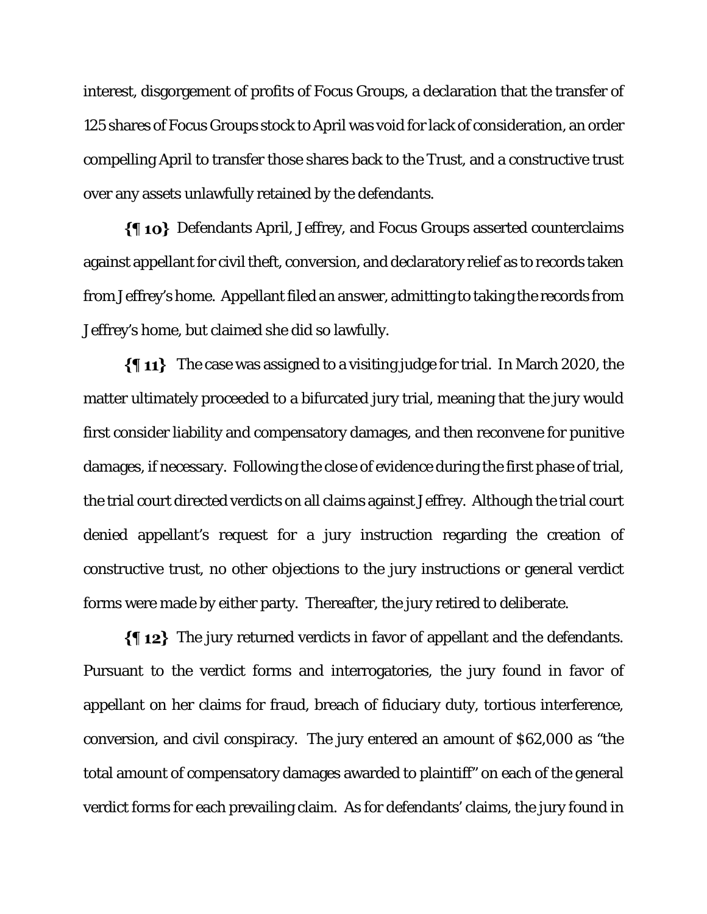interest, disgorgement of profits of Focus Groups, a declaration that the transfer of 125 shares of Focus Groups stock to April was void for lack of consideration, an order compelling April to transfer those shares back to the Trust, and a constructive trust over any assets unlawfully retained by the defendants.

**{¶ 10}** Defendants April, Jeffrey, and Focus Groups asserted counterclaims against appellant for civil theft, conversion, and declaratory relief as to records taken from Jeffrey's home. Appellant filed an answer, admitting to taking the records from Jeffrey's home, but claimed she did so lawfully.

**{¶ 11}** The case was assigned to a visiting judge for trial. In March 2020, the matter ultimately proceeded to a bifurcated jury trial, meaning that the jury would first consider liability and compensatory damages, and then reconvene for punitive damages, if necessary. Following the close of evidence during the first phase of trial, the trial court directed verdicts on all claims against Jeffrey. Although the trial court denied appellant's request for a jury instruction regarding the creation of constructive trust, no other objections to the jury instructions or general verdict forms were made by either party. Thereafter, the jury retired to deliberate.

**{¶ 12}** The jury returned verdicts in favor of appellant and the defendants. Pursuant to the verdict forms and interrogatories, the jury found in favor of appellant on her claims for fraud, breach of fiduciary duty, tortious interference, conversion, and civil conspiracy. The jury entered an amount of $62,000 as "the total amount of compensatory damages awarded to plaintiff" on each of the general verdict forms for each prevailing claim. As for defendants' claims, the jury found in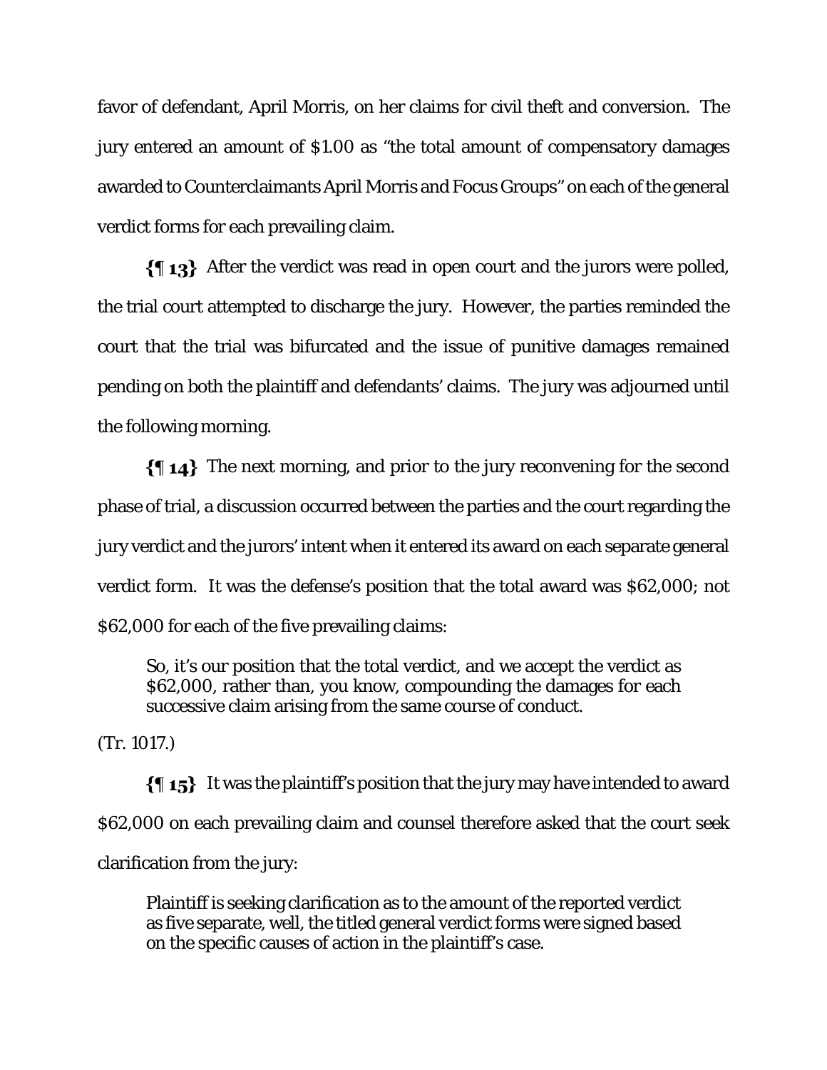favor of defendant, April Morris, on her claims for civil theft and conversion. The jury entered an amount of $1.00 as "the total amount of compensatory damages awarded to Counterclaimants April Morris and Focus Groups" on each of the general verdict forms for each prevailing claim.

**{¶ 13}** After the verdict was read in open court and the jurors were polled, the trial court attempted to discharge the jury. However, the parties reminded the court that the trial was bifurcated and the issue of punitive damages remained pending on both the plaintiff and defendants' claims. The jury was adjourned until the following morning.

**{¶ 14}** The next morning, and prior to the jury reconvening for the second phase of trial, a discussion occurred between the parties and the court regarding the jury verdict and the jurors' intent when it entered its award on each separate general verdict form. It was the defense's position that the total award was $62,000; not $62,000 for each of the five prevailing claims:

> So, it's our position that the total verdict, and we accept the verdict as $62,000, rather than, you know, compounding the damages for each successive claim arising from the same course of conduct.

(Tr. 1017.)

**{¶ 15}** It was the plaintiff's position that the jury may have intended to award $62,000 on each prevailing claim and counsel therefore asked that the court seek clarification from the jury:

> Plaintiff is seeking clarification as to the amount of the reported verdict as five separate, well, the titled general verdict forms were signed based on the specific causes of action in the plaintiff's case.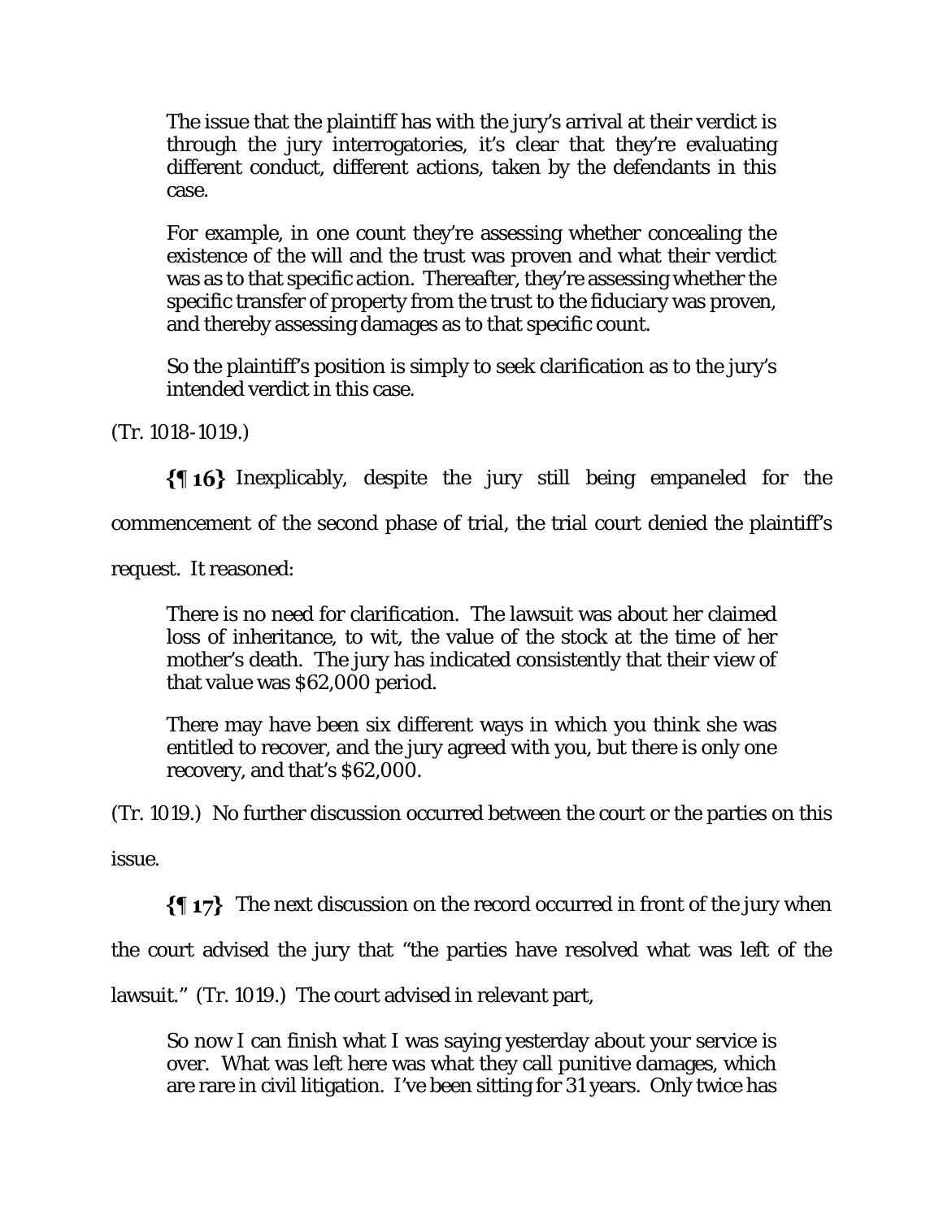> The issue that the plaintiff has with the jury's arrival at their verdict is through the jury interrogatories, it's clear that they're evaluating different conduct, different actions, taken by the defendants in this case.
>
> For example, in one count they're assessing whether concealing the existence of the will and the trust was proven and what their verdict was as to that specific action. Thereafter, they're assessing whether the specific transfer of property from the trust to the fiduciary was proven, and thereby assessing damages as to that specific count.
>
> So the plaintiff's position is simply to seek clarification as to the jury's intended verdict in this case.

(Tr. 1018-1019.)

**{¶ 16}** Inexplicably, despite the jury still being empaneled for the commencement of the second phase of trial, the trial court denied the plaintiff's request. It reasoned:

> There is no need for clarification. The lawsuit was about her claimed loss of inheritance, to wit, the value of the stock at the time of her mother's death. The jury has indicated consistently that their view of that value was $62,000 period.
>
> There may have been six different ways in which you think she was entitled to recover, and the jury agreed with you, but there is only one recovery, and that's $62,000.

(Tr. 1019.) No further discussion occurred between the court or the parties on this issue.

**{¶ 17}** The next discussion on the record occurred in front of the jury when the court advised the jury that "the parties have resolved what was left of the lawsuit." (Tr. 1019.) The court advised in relevant part,

> So now I can finish what I was saying yesterday about your service is over. What was left here was what they call punitive damages, which are rare in civil litigation. I've been sitting for 31 years. Only twice has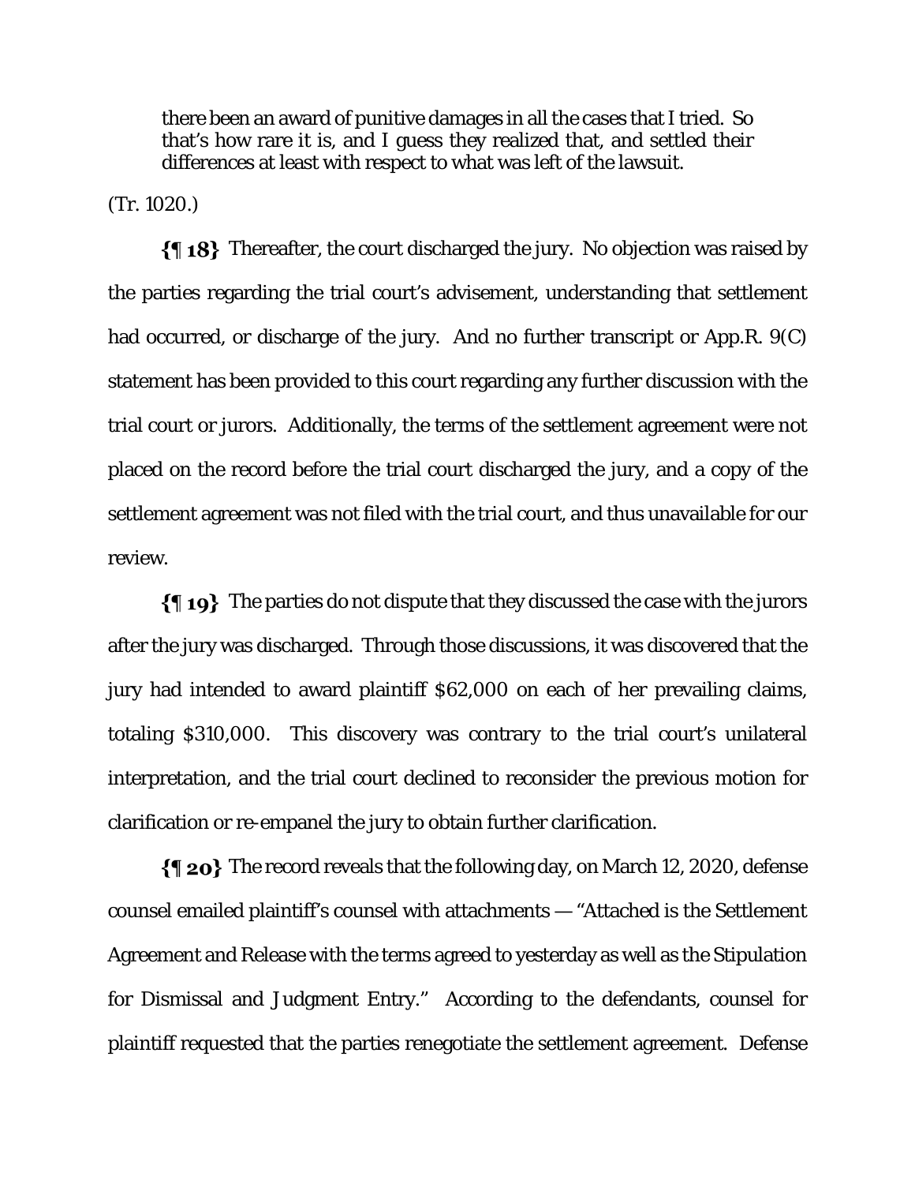> there been an award of punitive damages in all the cases that I tried. So that's how rare it is, and I guess they realized that, and settled their differences at least with respect to what was left of the lawsuit.

(Tr. 1020.)

**{¶ 18}** Thereafter, the court discharged the jury. No objection was raised by the parties regarding the trial court's advisement, understanding that settlement had occurred, or discharge of the jury. And no further transcript or App.R. 9(C) statement has been provided to this court regarding any further discussion with the trial court or jurors. Additionally, the terms of the settlement agreement were not placed on the record before the trial court discharged the jury, and a copy of the settlement agreement was not filed with the trial court, and thus unavailable for our review.

**{¶ 19}** The parties do not dispute that they discussed the case with the jurors after the jury was discharged. Through those discussions, it was discovered that the jury had intended to award plaintiff $62,000 on each of her prevailing claims, totaling $310,000. This discovery was contrary to the trial court's unilateral interpretation, and the trial court declined to reconsider the previous motion for clarification or re-empanel the jury to obtain further clarification.

**{¶ 20}** The record reveals that the following day, on March 12, 2020, defense counsel emailed plaintiff's counsel with attachments — "Attached is the Settlement Agreement and Release with the terms agreed to yesterday as well as the Stipulation for Dismissal and Judgment Entry." According to the defendants, counsel for plaintiff requested that the parties renegotiate the settlement agreement. Defense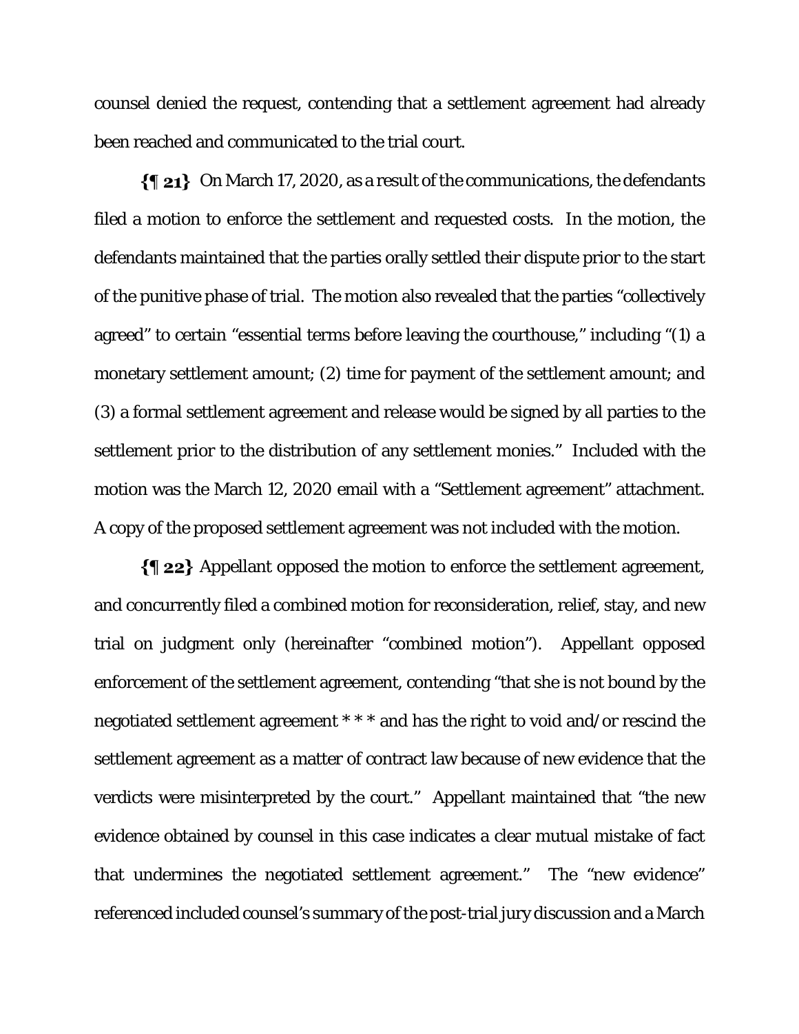counsel denied the request, contending that a settlement agreement had already been reached and communicated to the trial court.

**{¶ 21}** On March 17, 2020, as a result of the communications, the defendants filed a motion to enforce the settlement and requested costs. In the motion, the defendants maintained that the parties orally settled their dispute prior to the start of the punitive phase of trial. The motion also revealed that the parties "collectively agreed" to certain "essential terms before leaving the courthouse," including "(1) a monetary settlement amount; (2) time for payment of the settlement amount; and (3) a formal settlement agreement and release would be signed by all parties to the settlement prior to the distribution of any settlement monies." Included with the motion was the March 12, 2020 email with a "Settlement agreement" attachment. A copy of the proposed settlement agreement was not included with the motion.

**{¶ 22}** Appellant opposed the motion to enforce the settlement agreement, and concurrently filed a combined motion for reconsideration, relief, stay, and new trial on judgment only (hereinafter "combined motion"). Appellant opposed enforcement of the settlement agreement, contending "that she is not bound by the negotiated settlement agreement * * * and has the right to void and/or rescind the settlement agreement as a matter of contract law because of new evidence that the verdicts were misinterpreted by the court." Appellant maintained that "the new evidence obtained by counsel in this case indicates a clear mutual mistake of fact that undermines the negotiated settlement agreement." The "new evidence" referenced included counsel's summary of the post-trial jury discussion and a March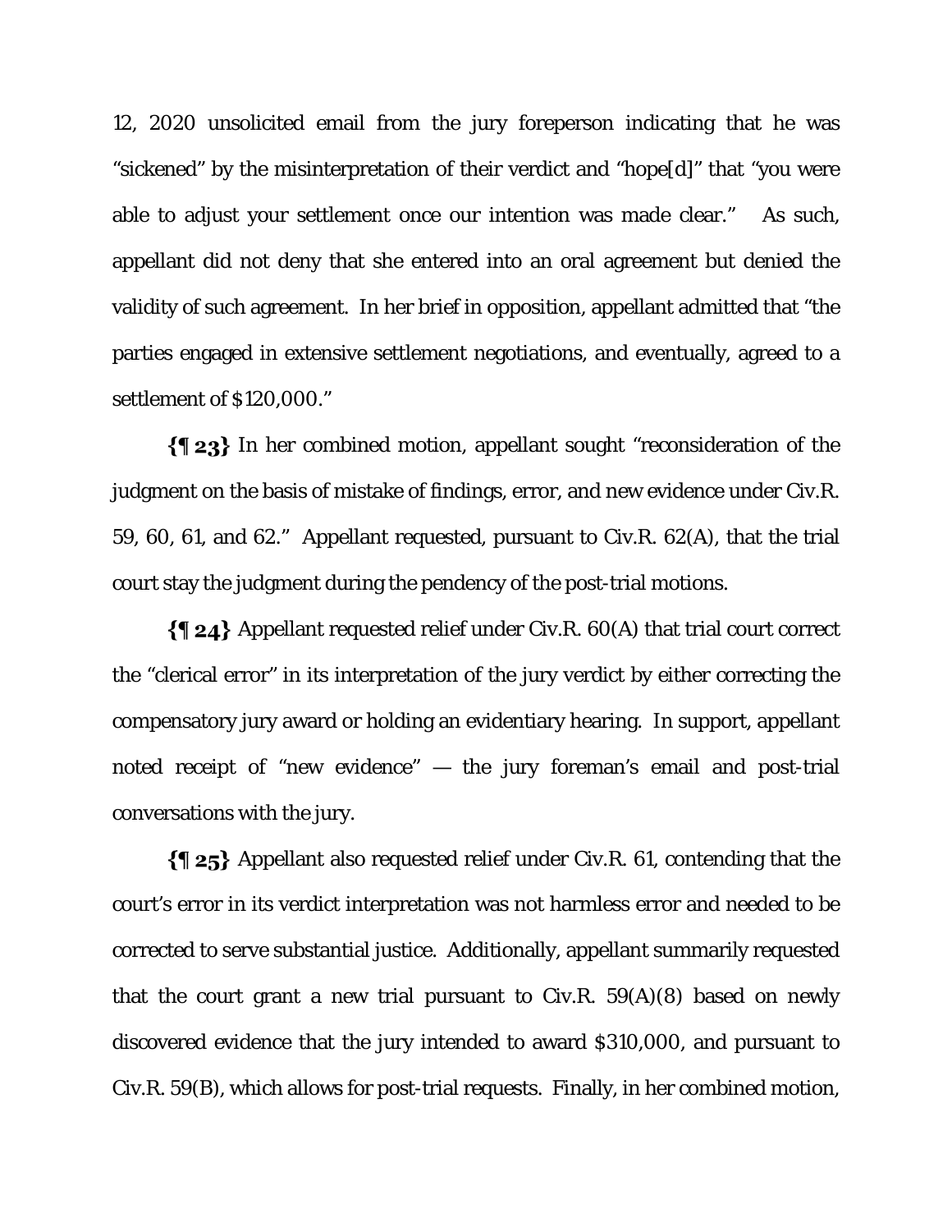12, 2020 unsolicited email from the jury foreperson indicating that he was "sickened" by the misinterpretation of their verdict and "hope[d]" that "you were able to adjust your settlement once our intention was made clear." As such, appellant did not deny that she entered into an oral agreement but denied the validity of such agreement. In her brief in opposition, appellant admitted that "the parties engaged in extensive settlement negotiations, and eventually, agreed to a settlement of $120,000."

**{¶ 23}** In her combined motion, appellant sought "reconsideration of the judgment on the basis of mistake of findings, error, and new evidence under Civ.R. 59, 60, 61, and 62." Appellant requested, pursuant to Civ.R. 62(A), that the trial court stay the judgment during the pendency of the post-trial motions.

**{¶ 24}** Appellant requested relief under Civ.R. 60(A) that trial court correct the "clerical error" in its interpretation of the jury verdict by either correcting the compensatory jury award or holding an evidentiary hearing. In support, appellant noted receipt of "new evidence" — the jury foreman's email and post-trial conversations with the jury.

**{¶ 25}** Appellant also requested relief under Civ.R. 61, contending that the court's error in its verdict interpretation was not harmless error and needed to be corrected to serve substantial justice. Additionally, appellant summarily requested that the court grant a new trial pursuant to Civ.R. 59(A)(8) based on newly discovered evidence that the jury intended to award $310,000, and pursuant to Civ.R. 59(B), which allows for post-trial requests. Finally, in her combined motion,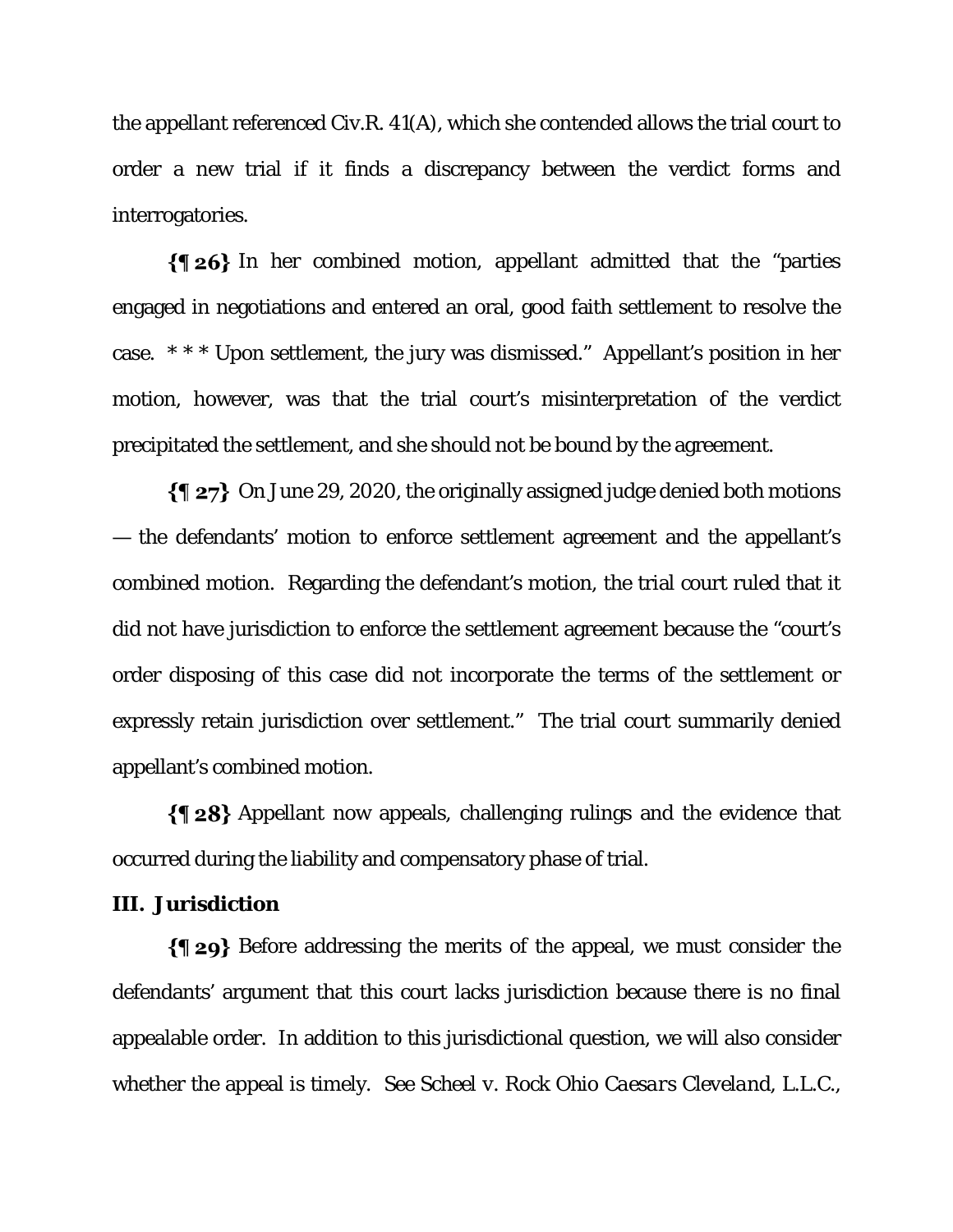the appellant referenced Civ.R. 41(A), which she contended allows the trial court to order a new trial if it finds a discrepancy between the verdict forms and interrogatories.

**{¶ 26}** In her combined motion, appellant admitted that the "parties engaged in negotiations and entered an oral, good faith settlement to resolve the case. * * * Upon settlement, the jury was dismissed." Appellant's position in her motion, however, was that the trial court's misinterpretation of the verdict precipitated the settlement, and she should not be bound by the agreement.

**{¶ 27}** On June 29, 2020, the originally assigned judge denied both motions — the defendants' motion to enforce settlement agreement and the appellant's combined motion. Regarding the defendant's motion, the trial court ruled that it did not have jurisdiction to enforce the settlement agreement because the "court's order disposing of this case did not incorporate the terms of the settlement or expressly retain jurisdiction over settlement." The trial court summarily denied appellant's combined motion.

**{¶ 28}** Appellant now appeals, challenging rulings and the evidence that occurred during the liability and compensatory phase of trial.

**III. Jurisdiction**

**{¶ 29}** Before addressing the merits of the appeal, we must consider the defendants' argument that this court lacks jurisdiction because there is no final appealable order. In addition to this jurisdictional question, we will also consider whether the appeal is timely. See *Scheel v. Rock Ohio Caesars Cleveland, L.L.C.*,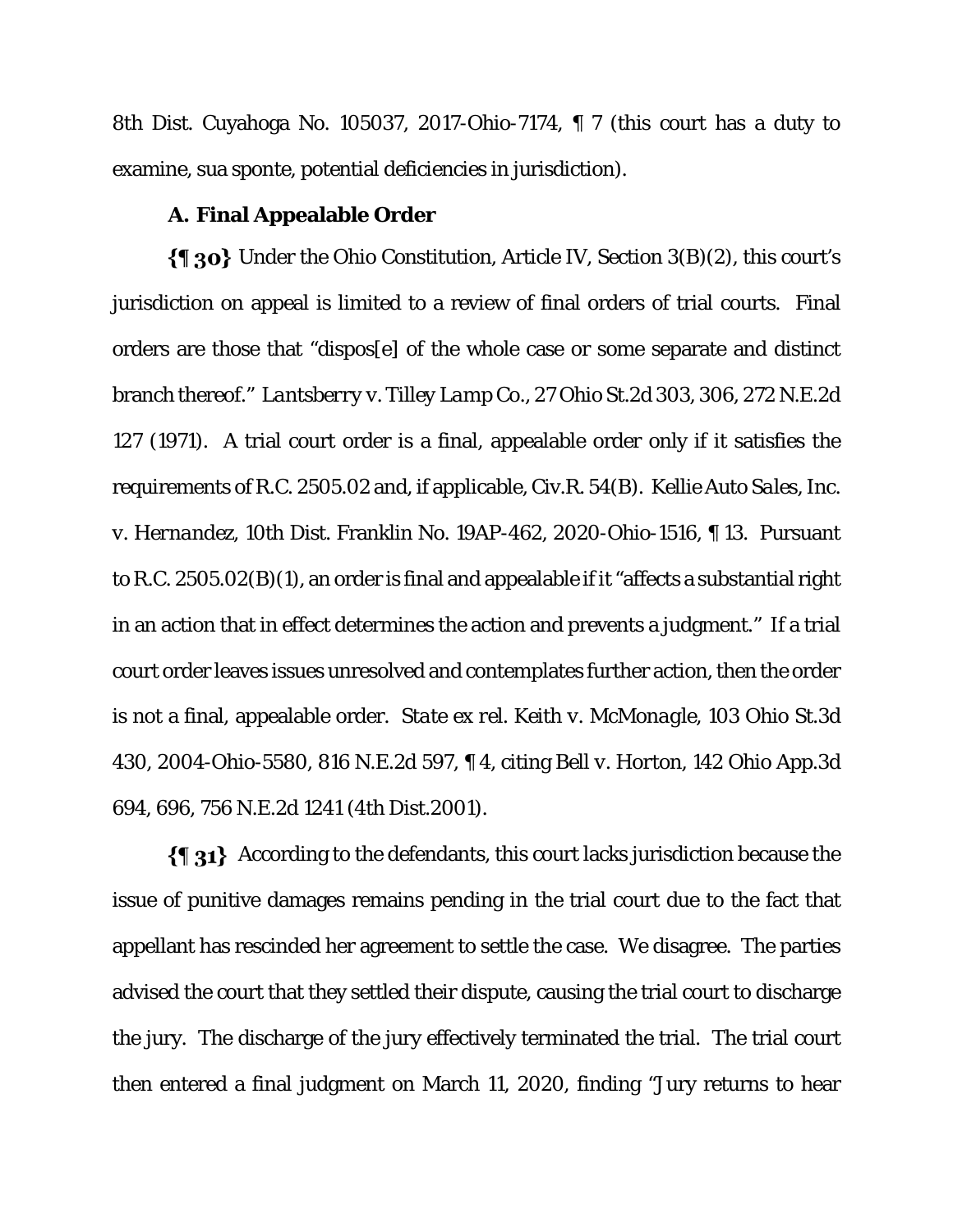8th Dist. Cuyahoga No. 105037, 2017-Ohio-7174, ¶ 7 (this court has a duty to examine, sua sponte, potential deficiencies in jurisdiction).

**A. Final Appealable Order**

**{¶ 30}** Under the Ohio Constitution, Article IV, Section 3(B)(2), this court's jurisdiction on appeal is limited to a review of final orders of trial courts. Final orders are those that "dispos[e] of the whole case or some separate and distinct branch thereof." *Lantsberry v. Tilley Lamp Co.*, 27 Ohio St.2d 303, 306, 272 N.E.2d 127 (1971). A trial court order is a final, appealable order only if it satisfies the requirements of R.C. 2505.02 and, if applicable, Civ.R. 54(B). *Kellie Auto Sales, Inc. v. Hernandez*, 10th Dist. Franklin No. 19AP-462, 2020-Ohio-1516, ¶ 13. Pursuant to R.C. 2505.02(B)(1), an order is final and appealable if it "affects a substantial right in an action that in effect determines the action and prevents a judgment." If a trial court order leaves issues unresolved and contemplates further action, then the order is not a final, appealable order. *State ex rel. Keith v. McMonagle*, 103 Ohio St.3d 430, 2004-Ohio-5580, 816 N.E.2d 597, ¶ 4, citing *Bell v. Horton*, 142 Ohio App.3d 694, 696, 756 N.E.2d 1241 (4th Dist.2001).

**{¶ 31}** According to the defendants, this court lacks jurisdiction because the issue of punitive damages remains pending in the trial court due to the fact that appellant has rescinded her agreement to settle the case. We disagree. The parties advised the court that they settled their dispute, causing the trial court to discharge the jury. The discharge of the jury effectively terminated the trial. The trial court then entered a final judgment on March 11, 2020, finding "Jury returns to hear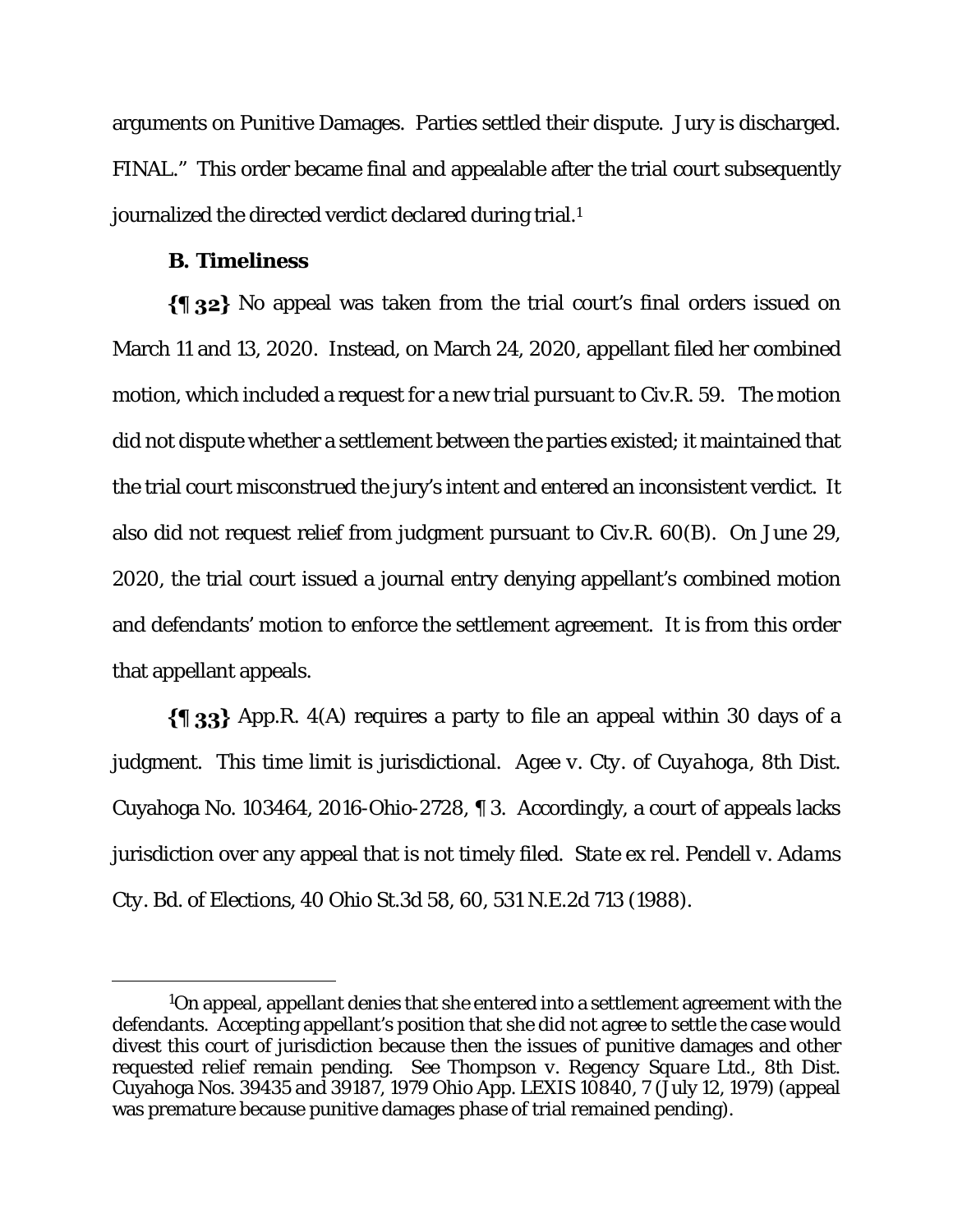arguments on Punitive Damages. Parties settled their dispute. Jury is discharged. FINAL." This order became final and appealable after the trial court subsequently journalized the directed verdict declared during trial.[1]

### B. Timeliness

**{¶ 32}** No appeal was taken from the trial court's final orders issued on March 11 and 13, 2020. Instead, on March 24, 2020, appellant filed her combined motion, which included a request for a new trial pursuant to Civ.R. 59. The motion did not dispute whether a settlement between the parties existed; it maintained that the trial court misconstrued the jury's intent and entered an inconsistent verdict. It also did not request relief from judgment pursuant to Civ.R. 60(B). On June 29, 2020, the trial court issued a journal entry denying appellant's combined motion and defendants' motion to enforce the settlement agreement. It is from this order that appellant appeals.

**{¶ 33}** App.R. 4(A) requires a party to file an appeal within 30 days of a judgment. This time limit is jurisdictional. *Agee v. Cty. of Cuyahoga*, 8th Dist. Cuyahoga No. 103464, 2016-Ohio-2728, ¶ 3. Accordingly, a court of appeals lacks jurisdiction over any appeal that is not timely filed. *State ex rel. Pendell v. Adams Cty. Bd. of Elections*, 40 Ohio St.3d 58, 60, 531 N.E.2d 713 (1988).

---

[1]On appeal, appellant denies that she entered into a settlement agreement with the defendants. Accepting appellant's position that she did not agree to settle the case would divest this court of jurisdiction because then the issues of punitive damages and other requested relief remain pending. See *Thompson v. Regency Square Ltd.*, 8th Dist. Cuyahoga Nos. 39435 and 39187, 1979 Ohio App. LEXIS 10840, 7 (July 12, 1979) (appeal was premature because punitive damages phase of trial remained pending).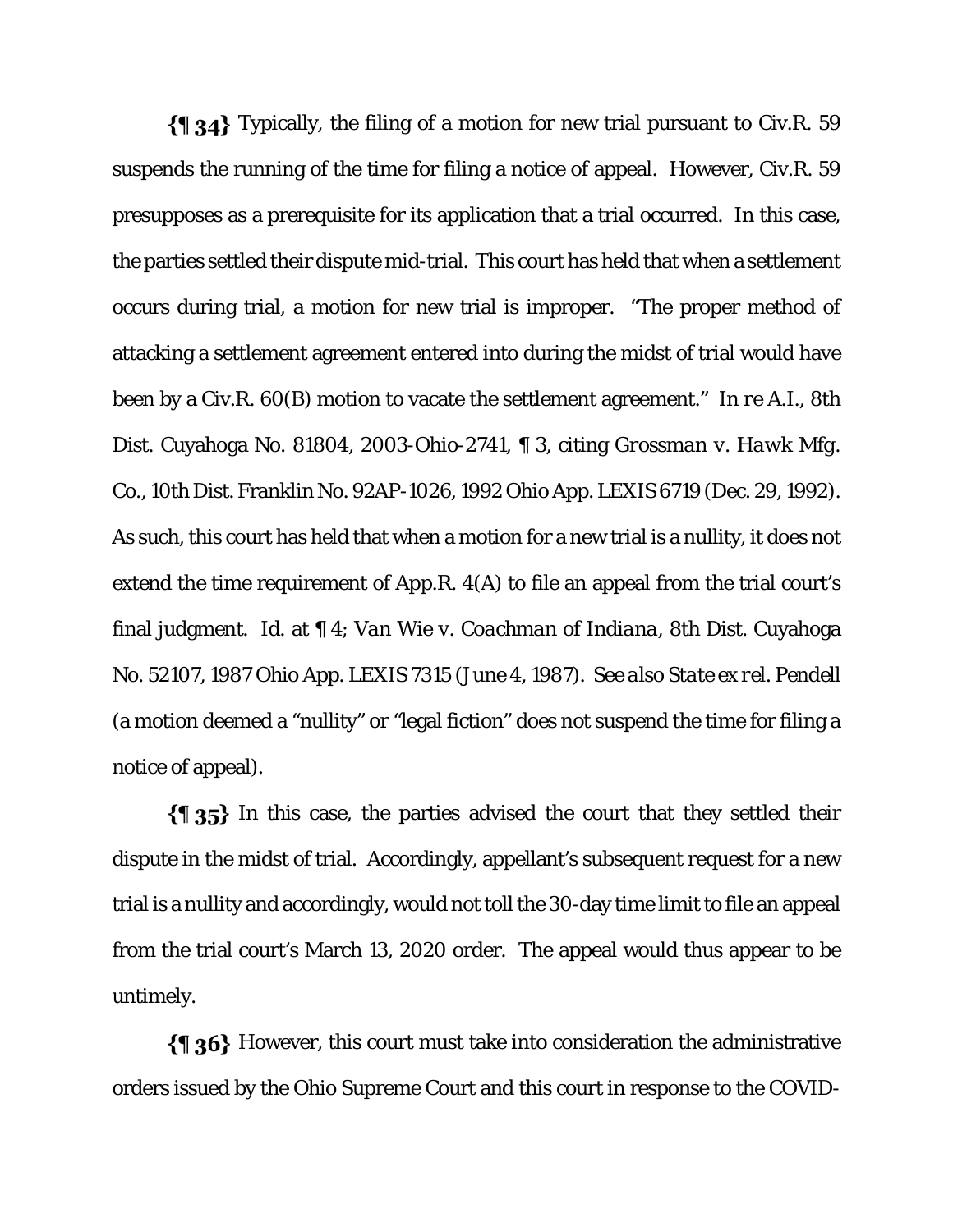**{¶ 34}** Typically, the filing of a motion for new trial pursuant to Civ.R. 59 suspends the running of the time for filing a notice of appeal. However, Civ.R. 59 presupposes as a prerequisite for its application that a trial occurred. In this case, the parties settled their dispute mid-trial. This court has held that when a settlement occurs during trial, a motion for new trial is improper. "The proper method of attacking a settlement agreement entered into during the midst of trial would have been by a Civ.R. 60(B) motion to vacate the settlement agreement." *In re A.I.*, 8th Dist. Cuyahoga No. 81804, 2003-Ohio-2741, ¶ 3, citing *Grossman v. Hawk Mfg. Co.*, 10th Dist. Franklin No. 92AP-1026, 1992 Ohio App. LEXIS 6719 (Dec. 29, 1992). As such, this court has held that when a motion for a new trial is a nullity, it does not extend the time requirement of App.R. 4(A) to file an appeal from the trial court's final judgment. *Id.* at ¶ 4; *Van Wie v. Coachman of Indiana*, 8th Dist. Cuyahoga No. 52107, 1987 Ohio App. LEXIS 7315 (June 4, 1987). *See also State ex rel. Pendell* (a motion deemed a "nullity" or "legal fiction" does not suspend the time for filing a notice of appeal).

**{¶ 35}** In this case, the parties advised the court that they settled their dispute in the midst of trial. Accordingly, appellant's subsequent request for a new trial is a nullity and accordingly, would not toll the 30-day time limit to file an appeal from the trial court's March 13, 2020 order. The appeal would thus appear to be untimely.

**{¶ 36}** However, this court must take into consideration the administrative orders issued by the Ohio Supreme Court and this court in response to the COVID-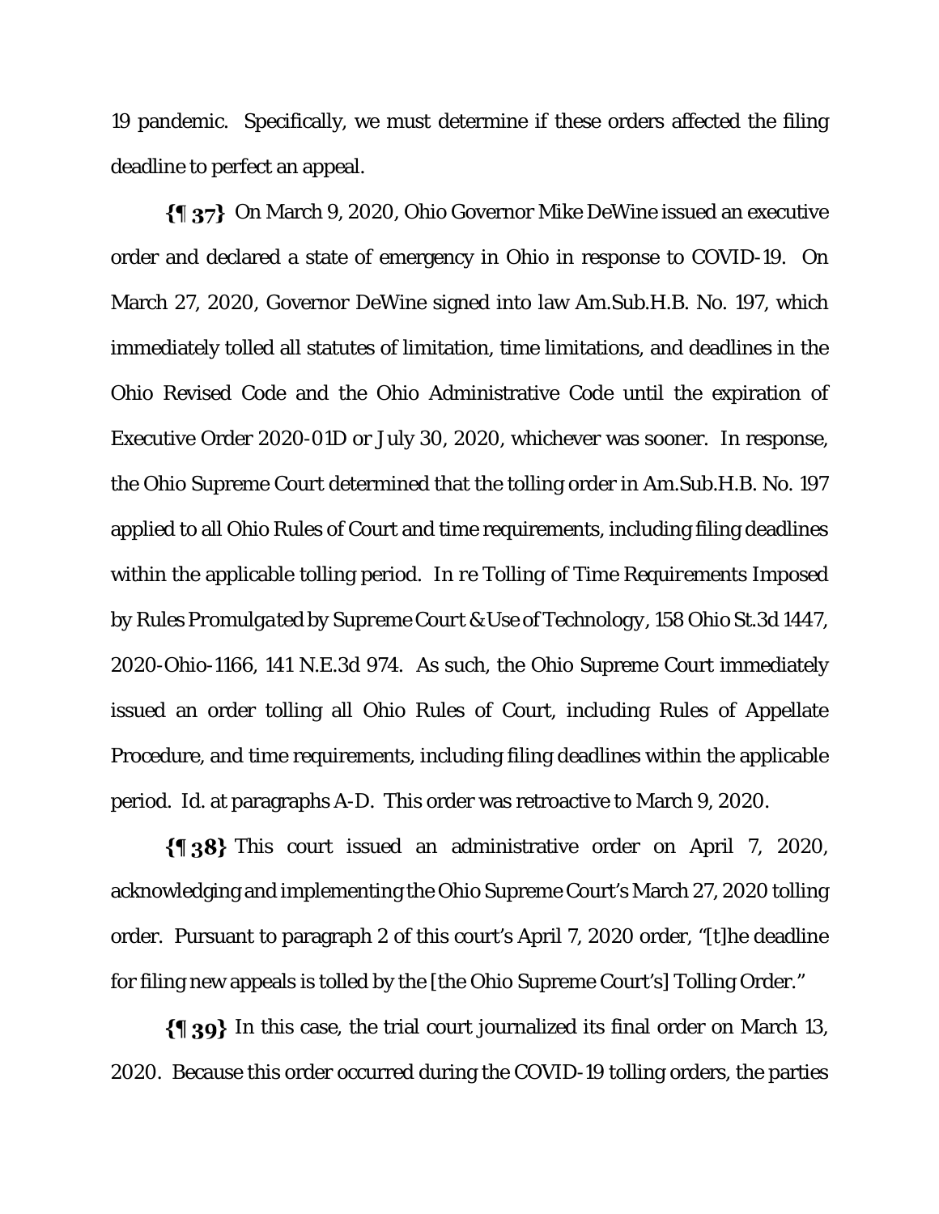19 pandemic. Specifically, we must determine if these orders affected the filing deadline to perfect an appeal.

**{¶ 37}** On March 9, 2020, Ohio Governor Mike DeWine issued an executive order and declared a state of emergency in Ohio in response to COVID-19. On March 27, 2020, Governor DeWine signed into law Am.Sub.H.B. No. 197, which immediately tolled all statutes of limitation, time limitations, and deadlines in the Ohio Revised Code and the Ohio Administrative Code until the expiration of Executive Order 2020-01D or July 30, 2020, whichever was sooner. In response, the Ohio Supreme Court determined that the tolling order in Am.Sub.H.B. No. 197 applied to all Ohio Rules of Court and time requirements, including filing deadlines within the applicable tolling period. *In re Tolling of Time Requirements Imposed by Rules Promulgated by Supreme Court & Use of Technology*, 158 Ohio St.3d 1447, 2020-Ohio-1166, 141 N.E.3d 974. As such, the Ohio Supreme Court immediately issued an order tolling all Ohio Rules of Court, including Rules of Appellate Procedure, and time requirements, including filing deadlines within the applicable period. *Id.* at paragraphs A-D. This order was retroactive to March 9, 2020.

**{¶ 38}** This court issued an administrative order on April 7, 2020, acknowledging and implementing the Ohio Supreme Court's March 27, 2020 tolling order. Pursuant to paragraph 2 of this court's April 7, 2020 order, "[t]he deadline for filing new appeals is tolled by the [the Ohio Supreme Court's] Tolling Order."

**{¶ 39}** In this case, the trial court journalized its final order on March 13, 2020. Because this order occurred during the COVID-19 tolling orders, the parties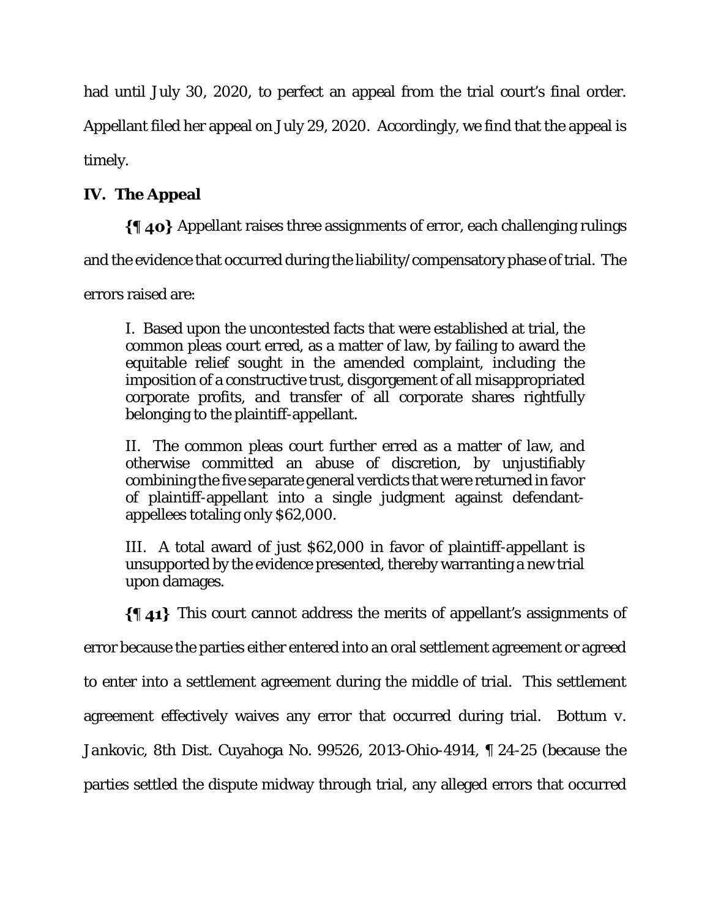had until July 30, 2020, to perfect an appeal from the trial court's final order. Appellant filed her appeal on July 29, 2020. Accordingly, we find that the appeal is timely.

## IV. The Appeal

**{¶ 40}** Appellant raises three assignments of error, each challenging rulings and the evidence that occurred during the liability/compensatory phase of trial. The errors raised are:

> I. Based upon the uncontested facts that were established at trial, the common pleas court erred, as a matter of law, by failing to award the equitable relief sought in the amended complaint, including the imposition of a constructive trust, disgorgement of all misappropriated corporate profits, and transfer of all corporate shares rightfully belonging to the plaintiff-appellant.
>
> II. The common pleas court further erred as a matter of law, and otherwise committed an abuse of discretion, by unjustifiably combining the five separate general verdicts that were returned in favor of plaintiff-appellant into a single judgment against defendant-appellees totaling only $62,000.
>
> III. A total award of just $62,000 in favor of plaintiff-appellant is unsupported by the evidence presented, thereby warranting a new trial upon damages.

**{¶ 41}** This court cannot address the merits of appellant's assignments of error because the parties either entered into an oral settlement agreement or agreed to enter into a settlement agreement during the middle of trial. This settlement agreement effectively waives any error that occurred during trial. *Bottum v. Jankovic*, 8th Dist. Cuyahoga No. 99526, 2013-Ohio-4914, ¶ 24-25 (because the parties settled the dispute midway through trial, any alleged errors that occurred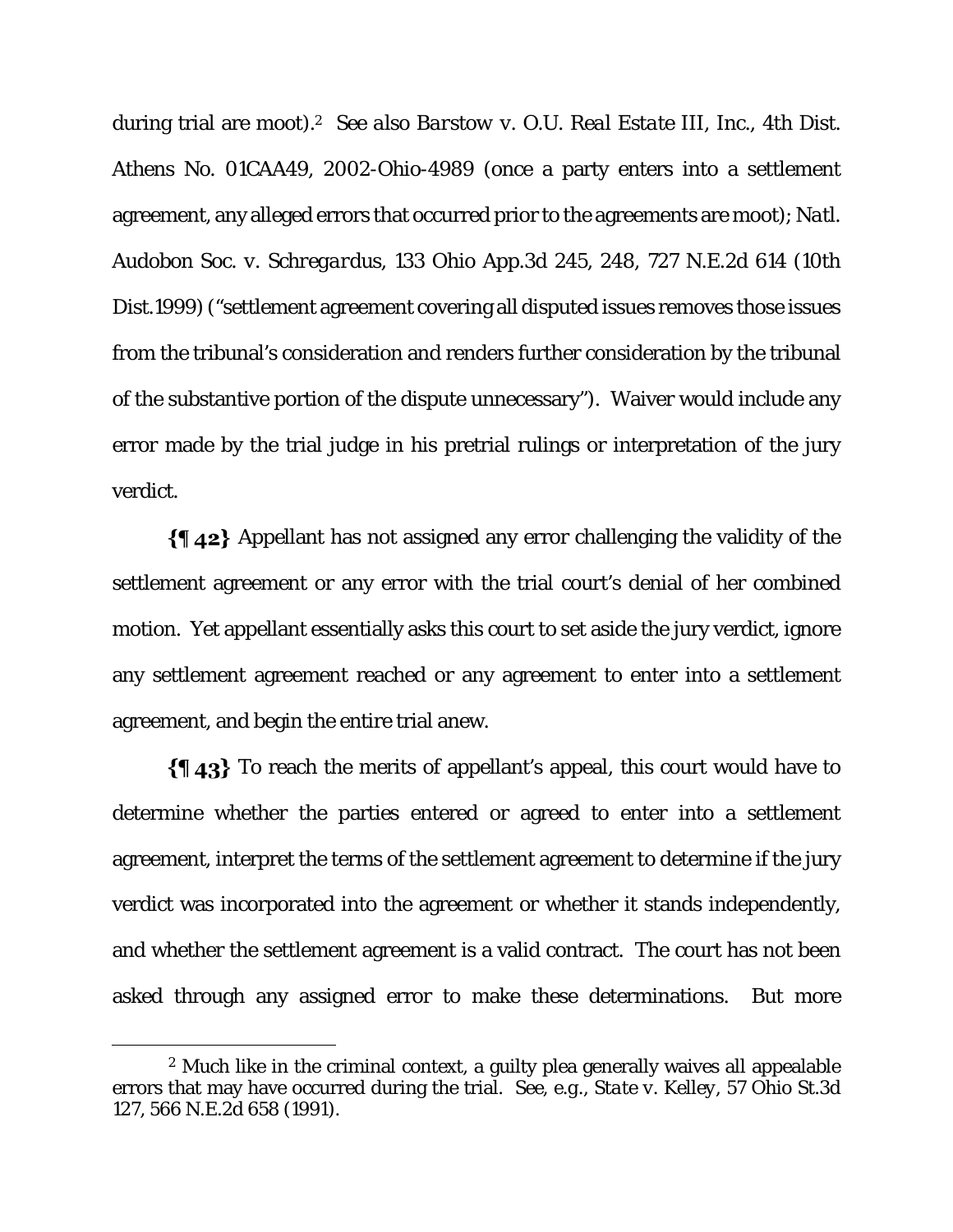during trial are moot).[2] *See also Barstow v. O.U. Real Estate III, Inc.*, 4th Dist. Athens No. 01CAA49, 2002-Ohio-4989 (once a party enters into a settlement agreement, any alleged errors that occurred prior to the agreements are moot); *Natl. Audobon Soc. v. Schregardus*, 133 Ohio App.3d 245, 248, 727 N.E.2d 614 (10th Dist.1999) ("settlement agreement covering all disputed issues removes those issues from the tribunal's consideration and renders further consideration by the tribunal of the substantive portion of the dispute unnecessary"). Waiver would include any error made by the trial judge in his pretrial rulings or interpretation of the jury verdict.

**{¶ 42}** Appellant has not assigned any error challenging the validity of the settlement agreement or any error with the trial court's denial of her combined motion. Yet appellant essentially asks this court to set aside the jury verdict, ignore any settlement agreement reached or any agreement to enter into a settlement agreement, and begin the entire trial anew.

**{¶ 43}** To reach the merits of appellant's appeal, this court would have to determine whether the parties entered or agreed to enter into a settlement agreement, interpret the terms of the settlement agreement to determine if the jury verdict was incorporated into the agreement or whether it stands independently, and whether the settlement agreement is a valid contract. The court has not been asked through any assigned error to make these determinations. But more

---

[2] Much like in the criminal context, a guilty plea generally waives all appealable errors that may have occurred during the trial. *See, e.g., State v. Kelley*, 57 Ohio St.3d 127, 566 N.E.2d 658 (1991).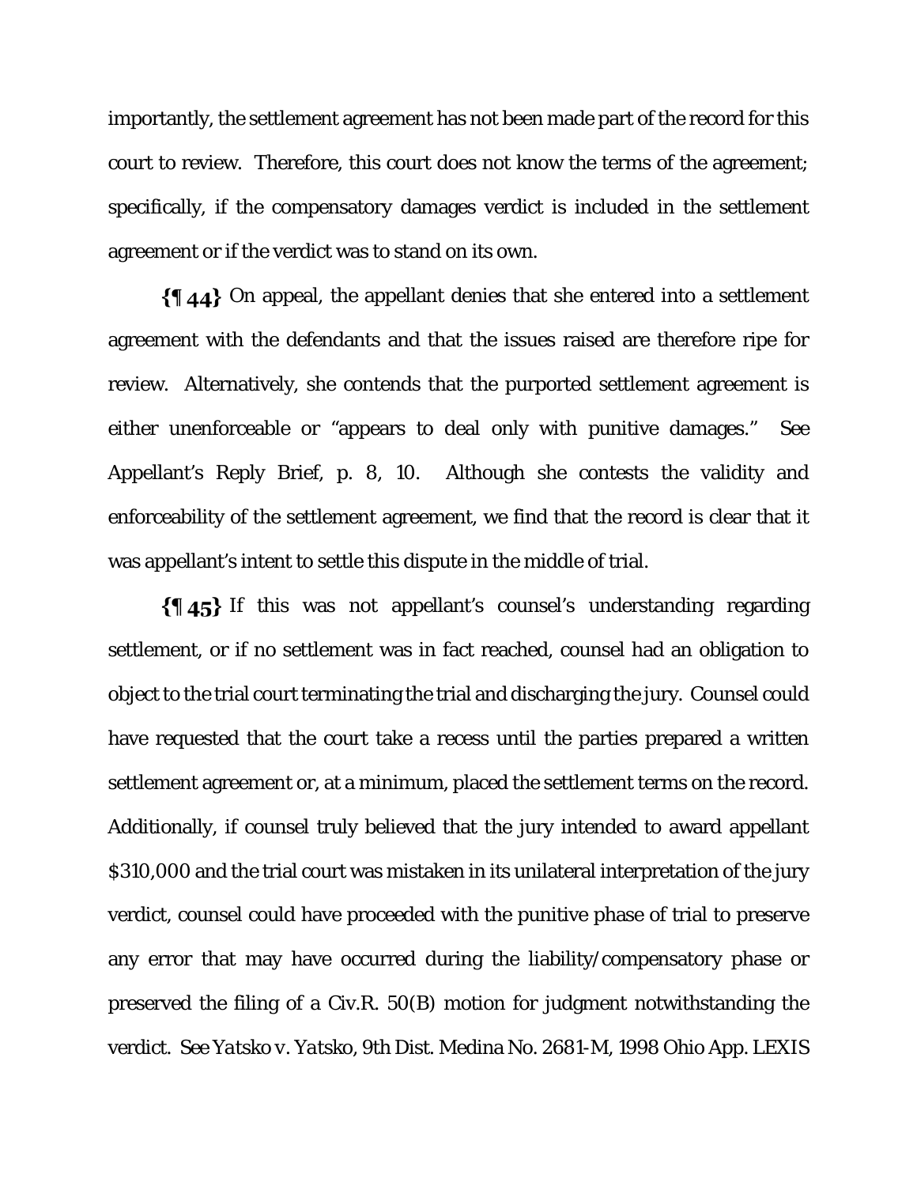importantly, the settlement agreement has not been made part of the record for this court to review. Therefore, this court does not know the terms of the agreement; specifically, if the compensatory damages verdict is included in the settlement agreement or if the verdict was to stand on its own.

**{¶ 44}** On appeal, the appellant denies that she entered into a settlement agreement with the defendants and that the issues raised are therefore ripe for review. Alternatively, she contends that the purported settlement agreement is either unenforceable or "appears to deal only with punitive damages." See Appellant's Reply Brief, p. 8, 10. Although she contests the validity and enforceability of the settlement agreement, we find that the record is clear that it was appellant's intent to settle this dispute in the middle of trial.

**{¶ 45}** If this was not appellant's counsel's understanding regarding settlement, or if no settlement was in fact reached, counsel had an obligation to object to the trial court terminating the trial and discharging the jury. Counsel could have requested that the court take a recess until the parties prepared a written settlement agreement or, at a minimum, placed the settlement terms on the record. Additionally, if counsel truly believed that the jury intended to award appellant $310,000 and the trial court was mistaken in its unilateral interpretation of the jury verdict, counsel could have proceeded with the punitive phase of trial to preserve any error that may have occurred during the liability/compensatory phase or preserved the filing of a Civ.R. 50(B) motion for judgment notwithstanding the verdict. See *Yatsko v. Yatsko*, 9th Dist. Medina No. 2681-M, 1998 Ohio App. LEXIS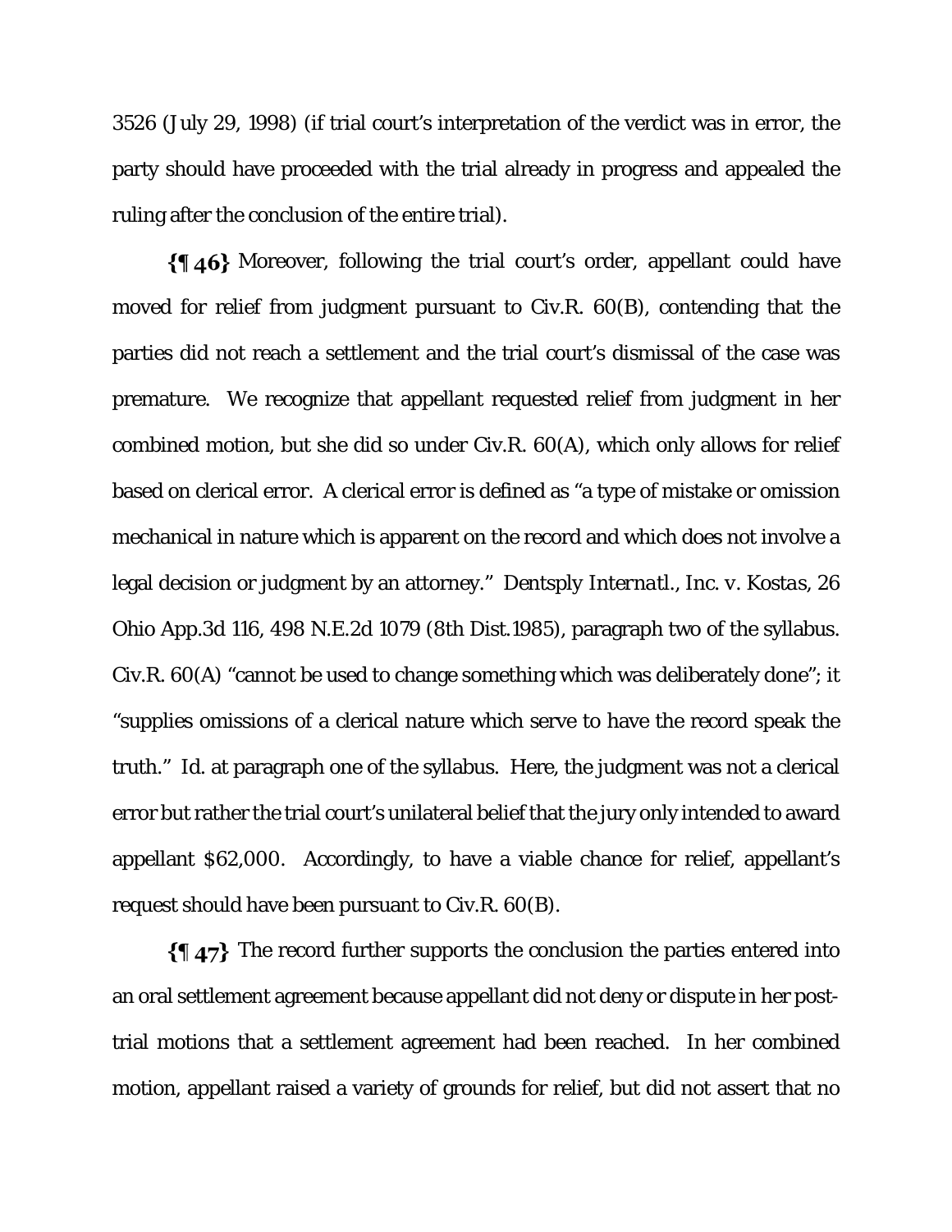3526 (July 29, 1998) (if trial court's interpretation of the verdict was in error, the party should have proceeded with the trial already in progress and appealed the ruling after the conclusion of the entire trial).

**{¶ 46}** Moreover, following the trial court's order, appellant could have moved for relief from judgment pursuant to Civ.R. 60(B), contending that the parties did not reach a settlement and the trial court's dismissal of the case was premature. We recognize that appellant requested relief from judgment in her combined motion, but she did so under Civ.R. 60(A), which only allows for relief based on clerical error. A clerical error is defined as "a type of mistake or omission mechanical in nature which is apparent on the record and which does not involve a legal decision or judgment by an attorney." *Dentsply Internatl., Inc. v. Kostas*, 26 Ohio App.3d 116, 498 N.E.2d 1079 (8th Dist.1985), paragraph two of the syllabus. Civ.R. 60(A) "cannot be used to change something which was deliberately done"; it "supplies omissions of a clerical nature which serve to have the record speak the truth." *Id.* at paragraph one of the syllabus. Here, the judgment was not a clerical error but rather the trial court's unilateral belief that the jury only intended to award appellant $62,000. Accordingly, to have a viable chance for relief, appellant's request should have been pursuant to Civ.R. 60(B).

**{¶ 47}** The record further supports the conclusion the parties entered into an oral settlement agreement because appellant did not deny or dispute in her post-trial motions that a settlement agreement had been reached. In her combined motion, appellant raised a variety of grounds for relief, but did not assert that no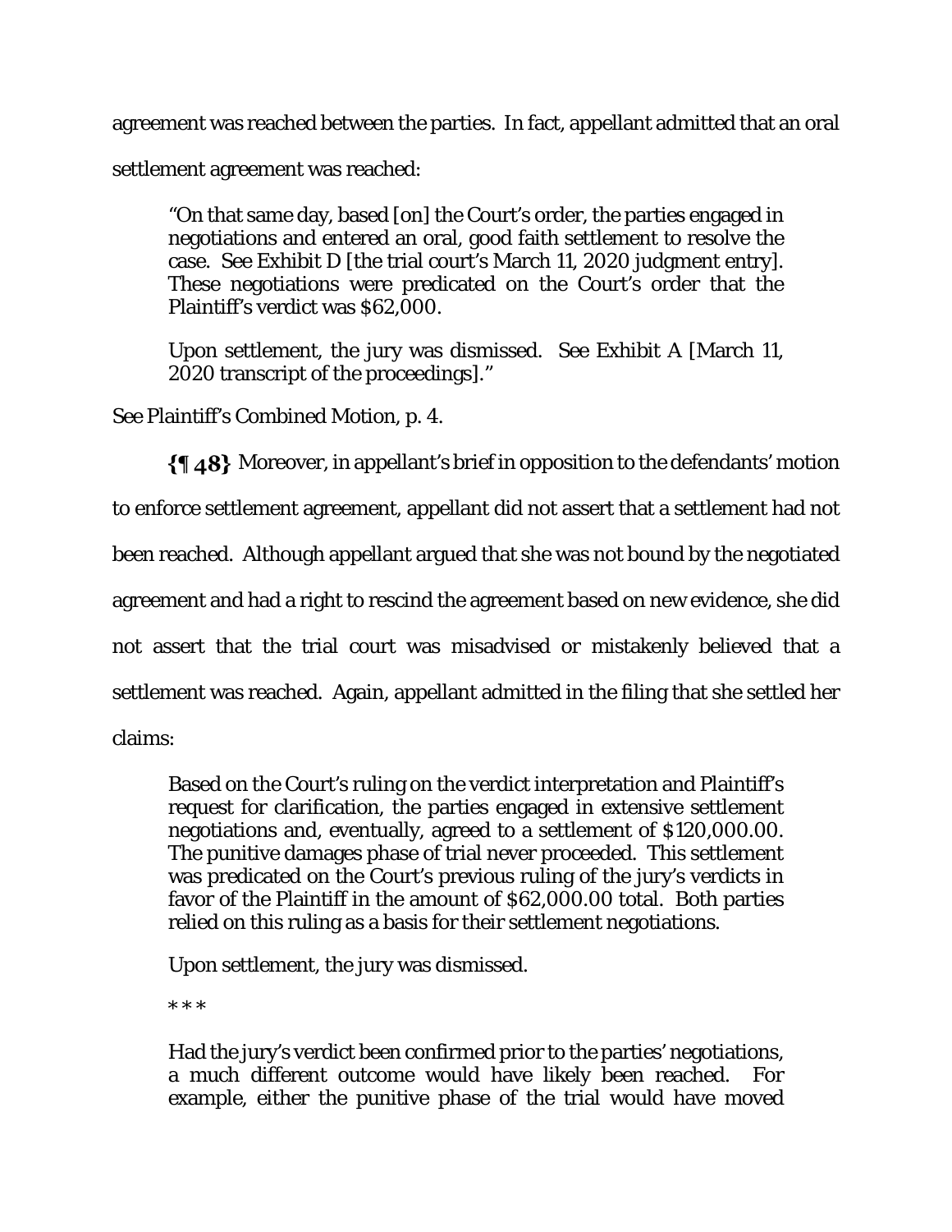agreement was reached between the parties. In fact, appellant admitted that an oral settlement agreement was reached:

> "On that same day, based [on] the Court's order, the parties engaged in negotiations and entered an oral, good faith settlement to resolve the case. See Exhibit D [the trial court's March 11, 2020 judgment entry]. These negotiations were predicated on the Court's order that the Plaintiff's verdict was $62,000.
>
> Upon settlement, the jury was dismissed. See Exhibit A [March 11, 2020 transcript of the proceedings]."

See Plaintiff's Combined Motion, p. 4.

**{¶ 48}** Moreover, in appellant's brief in opposition to the defendants' motion to enforce settlement agreement, appellant did not assert that a settlement had not been reached. Although appellant argued that she was not bound by the negotiated agreement and had a right to rescind the agreement based on new evidence, she did not assert that the trial court was misadvised or mistakenly believed that a settlement was reached. Again, appellant admitted in the filing that she settled her claims:

> Based on the Court's ruling on the verdict interpretation and Plaintiff's request for clarification, the parties engaged in extensive settlement negotiations and, eventually, agreed to a settlement of $120,000.00. The punitive damages phase of trial never proceeded. This settlement was predicated on the Court's previous ruling of the jury's verdicts in favor of the Plaintiff in the amount of $62,000.00 total. Both parties relied on this ruling as a basis for their settlement negotiations.
>
> Upon settlement, the jury was dismissed.
>
> * * *
>
> Had the jury's verdict been confirmed prior to the parties' negotiations, a much different outcome would have likely been reached. For example, either the punitive phase of the trial would have moved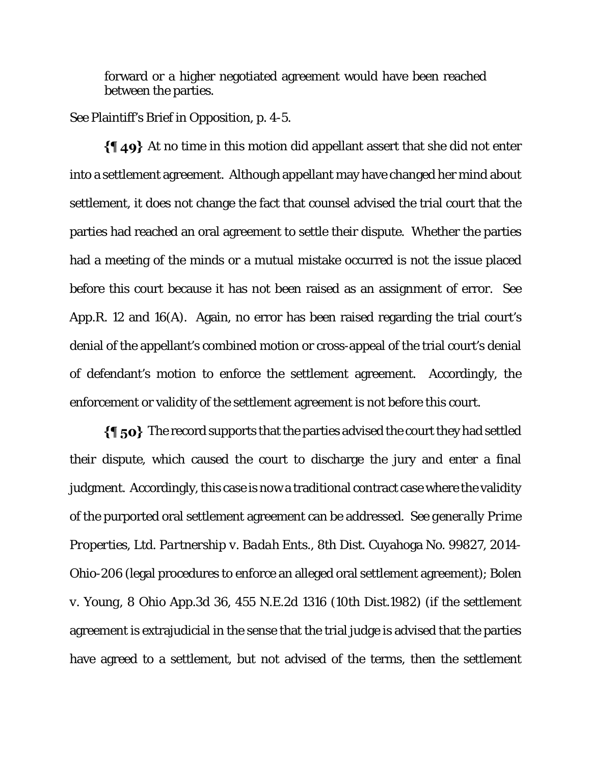forward or a higher negotiated agreement would have been reached between the parties.

See Plaintiff's Brief in Opposition, p. 4-5.

**{¶ 49}** At no time in this motion did appellant assert that she did not enter into a settlement agreement. Although appellant may have changed her mind about settlement, it does not change the fact that counsel advised the trial court that the parties had reached an oral agreement to settle their dispute. Whether the parties had a meeting of the minds or a mutual mistake occurred is not the issue placed before this court because it has not been raised as an assignment of error. See App.R. 12 and 16(A). Again, no error has been raised regarding the trial court's denial of the appellant's combined motion or cross-appeal of the trial court's denial of defendant's motion to enforce the settlement agreement. Accordingly, the enforcement or validity of the settlement agreement is not before this court.

**{¶ 50}** The record supports that the parties advised the court they had settled their dispute, which caused the court to discharge the jury and enter a final judgment. Accordingly, this case is now a traditional contract case where the validity of the purported oral settlement agreement can be addressed. *See generally Prime Properties, Ltd. Partnership v. Badah Ents.*, 8th Dist. Cuyahoga No. 99827, 2014-Ohio-206 (legal procedures to enforce an alleged oral settlement agreement); *Bolen v. Young*, 8 Ohio App.3d 36, 455 N.E.2d 1316 (10th Dist.1982) (if the settlement agreement is extrajudicial in the sense that the trial judge is advised that the parties have agreed to a settlement, but not advised of the terms, then the settlement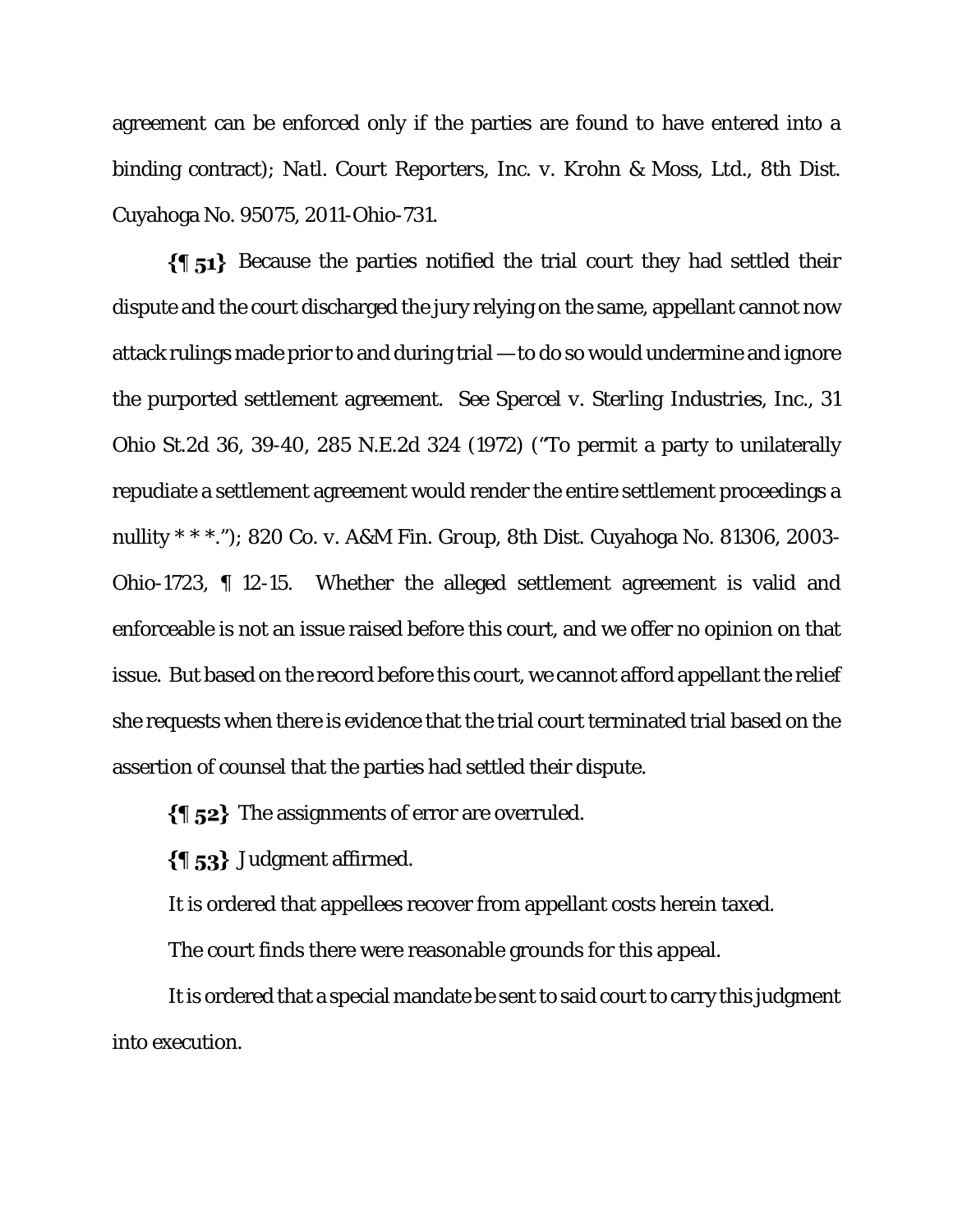agreement can be enforced only if the parties are found to have entered into a binding contract); *Natl. Court Reporters, Inc. v. Krohn & Moss, Ltd.*, 8th Dist. Cuyahoga No. 95075, 2011-Ohio-731.

**{¶ 51}** Because the parties notified the trial court they had settled their dispute and the court discharged the jury relying on the same, appellant cannot now attack rulings made prior to and during trial — to do so would undermine and ignore the purported settlement agreement. *See Spercel v. Sterling Industries, Inc.*, 31 Ohio St.2d 36, 39-40, 285 N.E.2d 324 (1972) ("To permit a party to unilaterally repudiate a settlement agreement would render the entire settlement proceedings a nullity * * *."); *820 Co. v. A&M Fin. Group*, 8th Dist. Cuyahoga No. 81306, 2003-Ohio-1723, ¶ 12-15. Whether the alleged settlement agreement is valid and enforceable is not an issue raised before this court, and we offer no opinion on that issue. But based on the record before this court, we cannot afford appellant the relief she requests when there is evidence that the trial court terminated trial based on the assertion of counsel that the parties had settled their dispute.

**{¶ 52}** The assignments of error are overruled.

**{¶ 53}** Judgment affirmed.

It is ordered that appellees recover from appellant costs herein taxed.

The court finds there were reasonable grounds for this appeal.

It is ordered that a special mandate be sent to said court to carry this judgment into execution.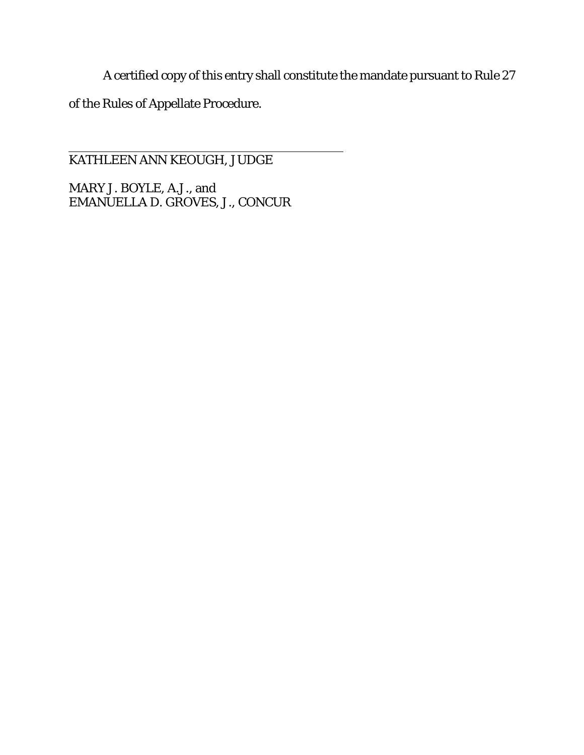A certified copy of this entry shall constitute the mandate pursuant to Rule 27 of the Rules of Appellate Procedure.

\_\_\_\_\_\_\_\_\_\_\_\_\_\_\_\_\_\_\_\_\_\_\_\_\_\_\_\_\_\_\_\_\_\_\_\_\_\_\_\_

KATHLEEN ANN KEOUGH, JUDGE

MARY J. BOYLE, A.J., and
EMANUELLA D. GROVES, J., CONCUR